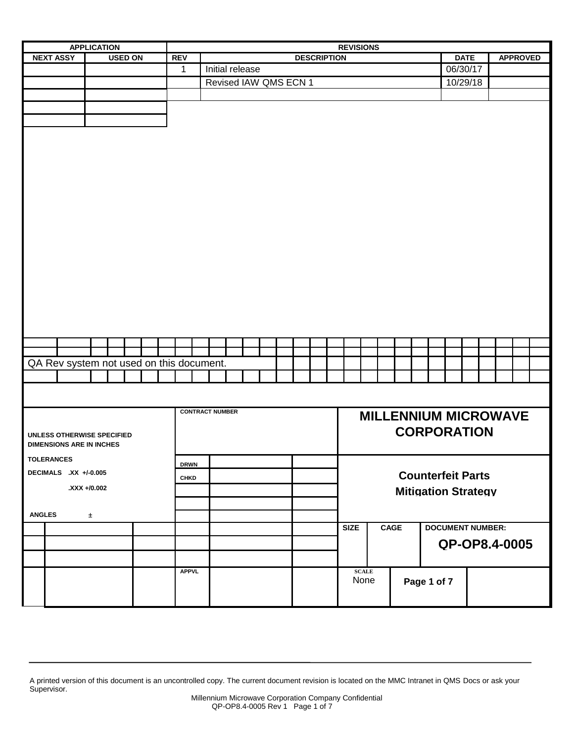| APPLICATION | | REVISIONS | | | |
|---|---|---|---|---|---|
| NEXT ASSY | USED ON | REV | DESCRIPTION | DATE | APPROVED |
| | | 1 | Initial release | 06/30/17 | |
| | | | Revised IAW QMS ECN 1 | 10/29/18 | |

QA Rev system not used on this document.

| | | |
|---|---|---|
| UNLESS OTHERWISE SPECIFIED<br>DIMENSIONS ARE IN INCHES | CONTRACT NUMBER | **MILLENNIUM MICROWAVE CORPORATION** |
| TOLERANCES<br>DECIMALS .XX +/-0.005<br>.XXX +/0.002<br>ANGLES ± | DRWN<br>CHKD | **Counterfeit Parts Mitigation Strategy** |
| | APPVL | SIZE / CAGE / DOCUMENT NUMBER: **QP-OP8.4-0005** |
| | | SCALE None |

A printed version of this document is an uncontrolled copy. The current document revision is located on the MMC Intranet in QMS Docs or ask your Supervisor.

Millennium Microwave Corporation Company Confidential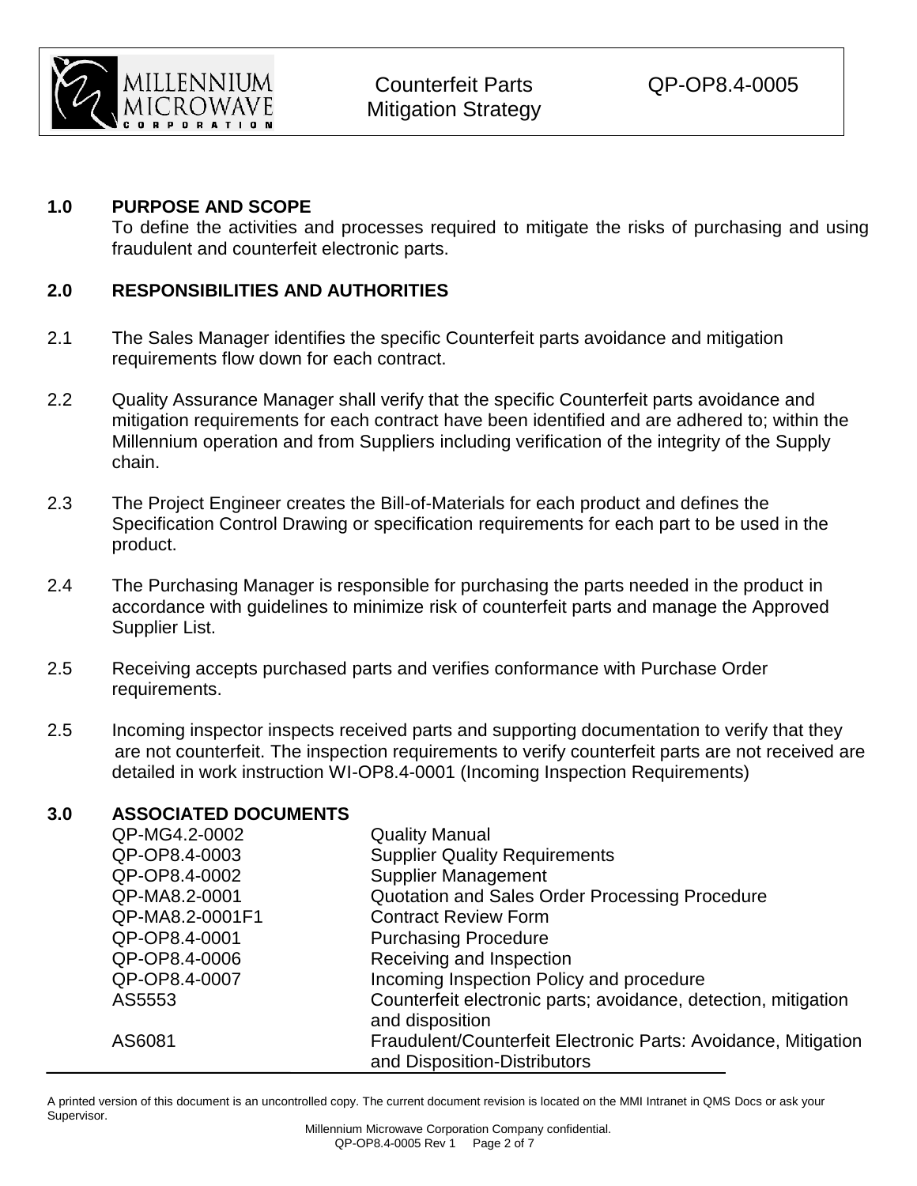## 1.0 PURPOSE AND SCOPE

To define the activities and processes required to mitigate the risks of purchasing and using fraudulent and counterfeit electronic parts.

## 2.0 RESPONSIBILITIES AND AUTHORITIES

2.1 The Sales Manager identifies the specific Counterfeit parts avoidance and mitigation requirements flow down for each contract.

2.2 Quality Assurance Manager shall verify that the specific Counterfeit parts avoidance and mitigation requirements for each contract have been identified and are adhered to; within the Millennium operation and from Suppliers including verification of the integrity of the Supply chain.

2.3 The Project Engineer creates the Bill-of-Materials for each product and defines the Specification Control Drawing or specification requirements for each part to be used in the product.

2.4 The Purchasing Manager is responsible for purchasing the parts needed in the product in accordance with guidelines to minimize risk of counterfeit parts and manage the Approved Supplier List.

2.5 Receiving accepts purchased parts and verifies conformance with Purchase Order requirements.

2.5 Incoming inspector inspects received parts and supporting documentation to verify that they are not counterfeit. The inspection requirements to verify counterfeit parts are not received are detailed in work instruction WI-OP8.4-0001 (Incoming Inspection Requirements)

## 3.0 ASSOCIATED DOCUMENTS

| | |
|---|---|
| QP-MG4.2-0002 | Quality Manual |
| QP-OP8.4-0003 | Supplier Quality Requirements |
| QP-OP8.4-0002 | Supplier Management |
| QP-MA8.2-0001 | Quotation and Sales Order Processing Procedure |
| QP-MA8.2-0001F1 | Contract Review Form |
| QP-OP8.4-0001 | Purchasing Procedure |
| QP-OP8.4-0006 | Receiving and Inspection |
| QP-OP8.4-0007 | Incoming Inspection Policy and procedure |
| AS5553 | Counterfeit electronic parts; avoidance, detection, mitigation and disposition |
| AS6081 | Fraudulent/Counterfeit Electronic Parts: Avoidance, Mitigation and Disposition-Distributors |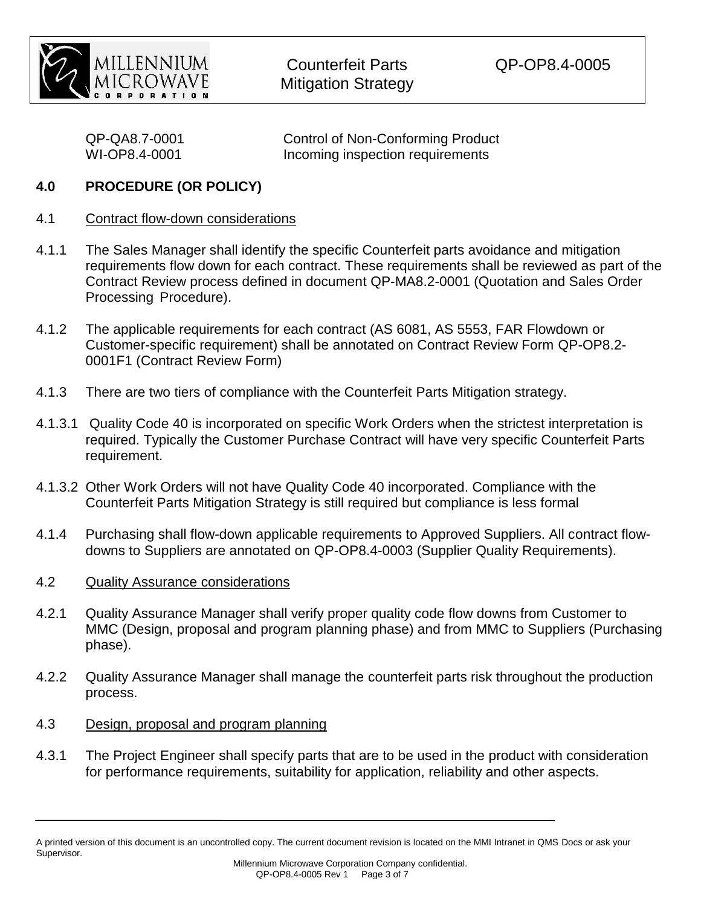QP-QA8.7-0001 Control of Non-Conforming Product
WI-OP8.4-0001 Incoming inspection requirements

## 4.0 PROCEDURE (OR POLICY)

4.1 Contract flow-down considerations

4.1.1 The Sales Manager shall identify the specific Counterfeit parts avoidance and mitigation requirements flow down for each contract. These requirements shall be reviewed as part of the Contract Review process defined in document QP-MA8.2-0001 (Quotation and Sales Order Processing Procedure).

4.1.2 The applicable requirements for each contract (AS 6081, AS 5553, FAR Flowdown or Customer-specific requirement) shall be annotated on Contract Review Form QP-OP8.2-0001F1 (Contract Review Form)

4.1.3 There are two tiers of compliance with the Counterfeit Parts Mitigation strategy.

4.1.3.1 Quality Code 40 is incorporated on specific Work Orders when the strictest interpretation is required. Typically the Customer Purchase Contract will have very specific Counterfeit Parts requirement.

4.1.3.2 Other Work Orders will not have Quality Code 40 incorporated. Compliance with the Counterfeit Parts Mitigation Strategy is still required but compliance is less formal

4.1.4 Purchasing shall flow-down applicable requirements to Approved Suppliers. All contract flow-downs to Suppliers are annotated on QP-OP8.4-0003 (Supplier Quality Requirements).

4.2 Quality Assurance considerations

4.2.1 Quality Assurance Manager shall verify proper quality code flow downs from Customer to MMC (Design, proposal and program planning phase) and from MMC to Suppliers (Purchasing phase).

4.2.2 Quality Assurance Manager shall manage the counterfeit parts risk throughout the production process.

4.3 Design, proposal and program planning

4.3.1 The Project Engineer shall specify parts that are to be used in the product with consideration for performance requirements, suitability for application, reliability and other aspects.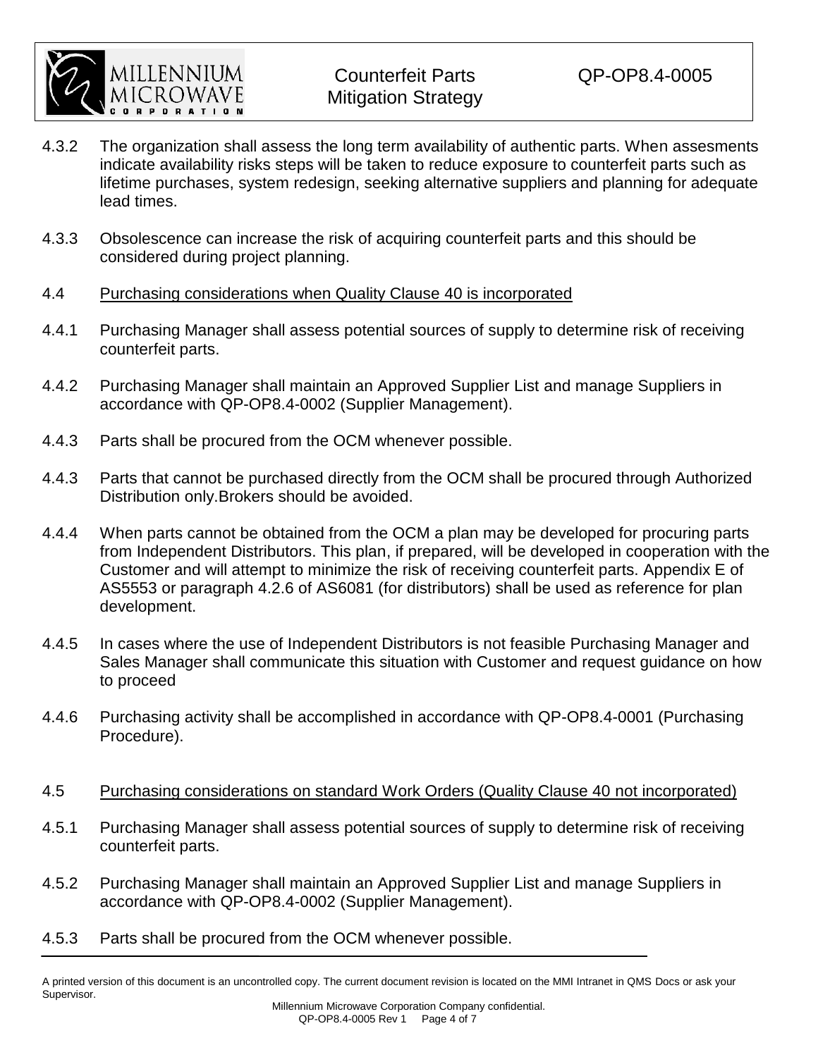4.3.2 The organization shall assess the long term availability of authentic parts. When assesments indicate availability risks steps will be taken to reduce exposure to counterfeit parts such as lifetime purchases, system redesign, seeking alternative suppliers and planning for adequate lead times.

4.3.3 Obsolescence can increase the risk of acquiring counterfeit parts and this should be considered during project planning.

4.4 Purchasing considerations when Quality Clause 40 is incorporated

4.4.1 Purchasing Manager shall assess potential sources of supply to determine risk of receiving counterfeit parts.

4.4.2 Purchasing Manager shall maintain an Approved Supplier List and manage Suppliers in accordance with QP-OP8.4-0002 (Supplier Management).

4.4.3 Parts shall be procured from the OCM whenever possible.

4.4.3 Parts that cannot be purchased directly from the OCM shall be procured through Authorized Distribution only.Brokers should be avoided.

4.4.4 When parts cannot be obtained from the OCM a plan may be developed for procuring parts from Independent Distributors. This plan, if prepared, will be developed in cooperation with the Customer and will attempt to minimize the risk of receiving counterfeit parts. Appendix E of AS5553 or paragraph 4.2.6 of AS6081 (for distributors) shall be used as reference for plan development.

4.4.5 In cases where the use of Independent Distributors is not feasible Purchasing Manager and Sales Manager shall communicate this situation with Customer and request guidance on how to proceed

4.4.6 Purchasing activity shall be accomplished in accordance with QP-OP8.4-0001 (Purchasing Procedure).

4.5 Purchasing considerations on standard Work Orders (Quality Clause 40 not incorporated)

4.5.1 Purchasing Manager shall assess potential sources of supply to determine risk of receiving counterfeit parts.

4.5.2 Purchasing Manager shall maintain an Approved Supplier List and manage Suppliers in accordance with QP-OP8.4-0002 (Supplier Management).

4.5.3 Parts shall be procured from the OCM whenever possible.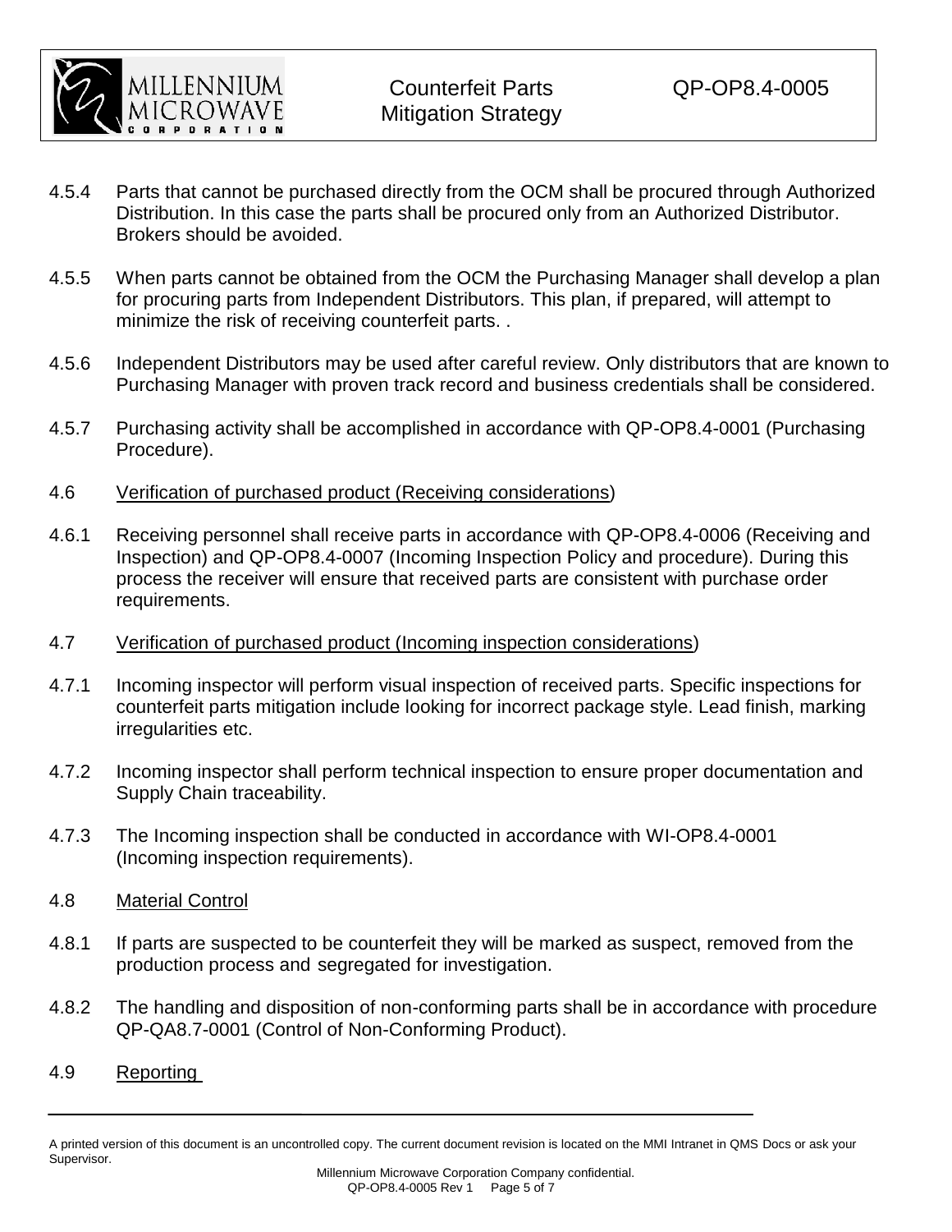4.5.4 Parts that cannot be purchased directly from the OCM shall be procured through Authorized Distribution. In this case the parts shall be procured only from an Authorized Distributor. Brokers should be avoided.

4.5.5 When parts cannot be obtained from the OCM the Purchasing Manager shall develop a plan for procuring parts from Independent Distributors. This plan, if prepared, will attempt to minimize the risk of receiving counterfeit parts. .

4.5.6 Independent Distributors may be used after careful review. Only distributors that are known to Purchasing Manager with proven track record and business credentials shall be considered.

4.5.7 Purchasing activity shall be accomplished in accordance with QP-OP8.4-0001 (Purchasing Procedure).

4.6 <u>Verification of purchased product (Receiving considerations</u>)

4.6.1 Receiving personnel shall receive parts in accordance with QP-OP8.4-0006 (Receiving and Inspection) and QP-OP8.4-0007 (Incoming Inspection Policy and procedure). During this process the receiver will ensure that received parts are consistent with purchase order requirements.

4.7 <u>Verification of purchased product (Incoming inspection considerations</u>)

4.7.1 Incoming inspector will perform visual inspection of received parts. Specific inspections for counterfeit parts mitigation include looking for incorrect package style. Lead finish, marking irregularities etc.

4.7.2 Incoming inspector shall perform technical inspection to ensure proper documentation and Supply Chain traceability.

4.7.3 The Incoming inspection shall be conducted in accordance with WI-OP8.4-0001 (Incoming inspection requirements).

4.8 <u>Material Control</u>

4.8.1 If parts are suspected to be counterfeit they will be marked as suspect, removed from the production process and segregated for investigation.

4.8.2 The handling and disposition of non-conforming parts shall be in accordance with procedure QP-QA8.7-0001 (Control of Non-Conforming Product).

4.9 <u>Reporting</u>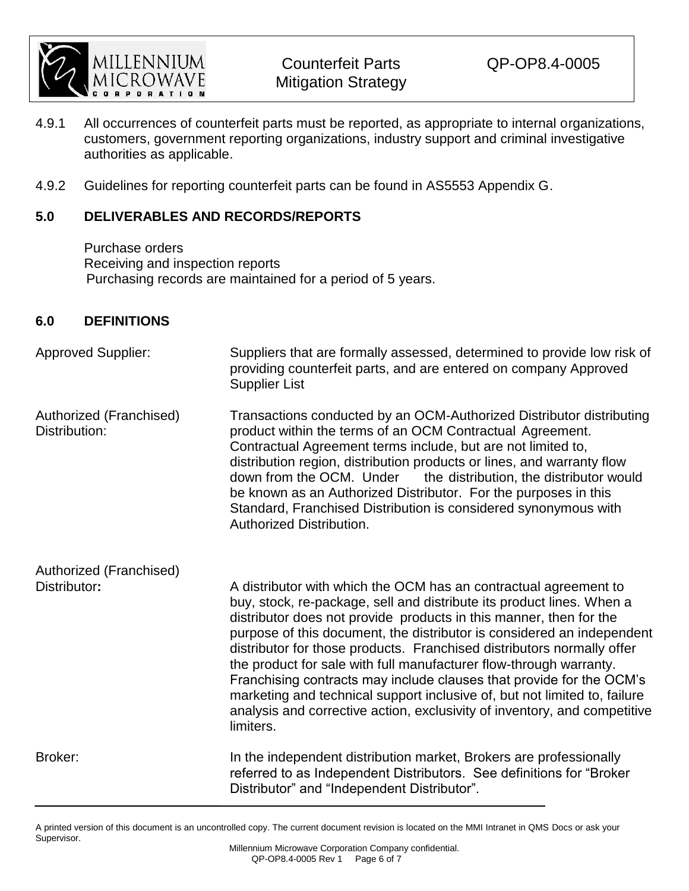4.9.1 All occurrences of counterfeit parts must be reported, as appropriate to internal organizations, customers, government reporting organizations, industry support and criminal investigative authorities as applicable.

4.9.2 Guidelines for reporting counterfeit parts can be found in AS5553 Appendix G.

## 5.0 DELIVERABLES AND RECORDS/REPORTS

Purchase orders
Receiving and inspection reports
Purchasing records are maintained for a period of 5 years.

## 6.0 DEFINITIONS

Approved Supplier: Suppliers that are formally assessed, determined to provide low risk of providing counterfeit parts, and are entered on company Approved Supplier List

Authorized (Franchised) Distribution: Transactions conducted by an OCM-Authorized Distributor distributing product within the terms of an OCM Contractual Agreement. Contractual Agreement terms include, but are not limited to, distribution region, distribution products or lines, and warranty flow down from the OCM. Under the distribution, the distributor would be known as an Authorized Distributor. For the purposes in this Standard, Franchised Distribution is considered synonymous with Authorized Distribution.

Authorized (Franchised) Distributor**:** A distributor with which the OCM has an contractual agreement to buy, stock, re-package, sell and distribute its product lines. When a distributor does not provide products in this manner, then for the purpose of this document, the distributor is considered an independent distributor for those products. Franchised distributors normally offer the product for sale with full manufacturer flow-through warranty. Franchising contracts may include clauses that provide for the OCM's marketing and technical support inclusive of, but not limited to, failure analysis and corrective action, exclusivity of inventory, and competitive limiters.

Broker: In the independent distribution market, Brokers are professionally referred to as Independent Distributors. See definitions for "Broker Distributor" and "Independent Distributor".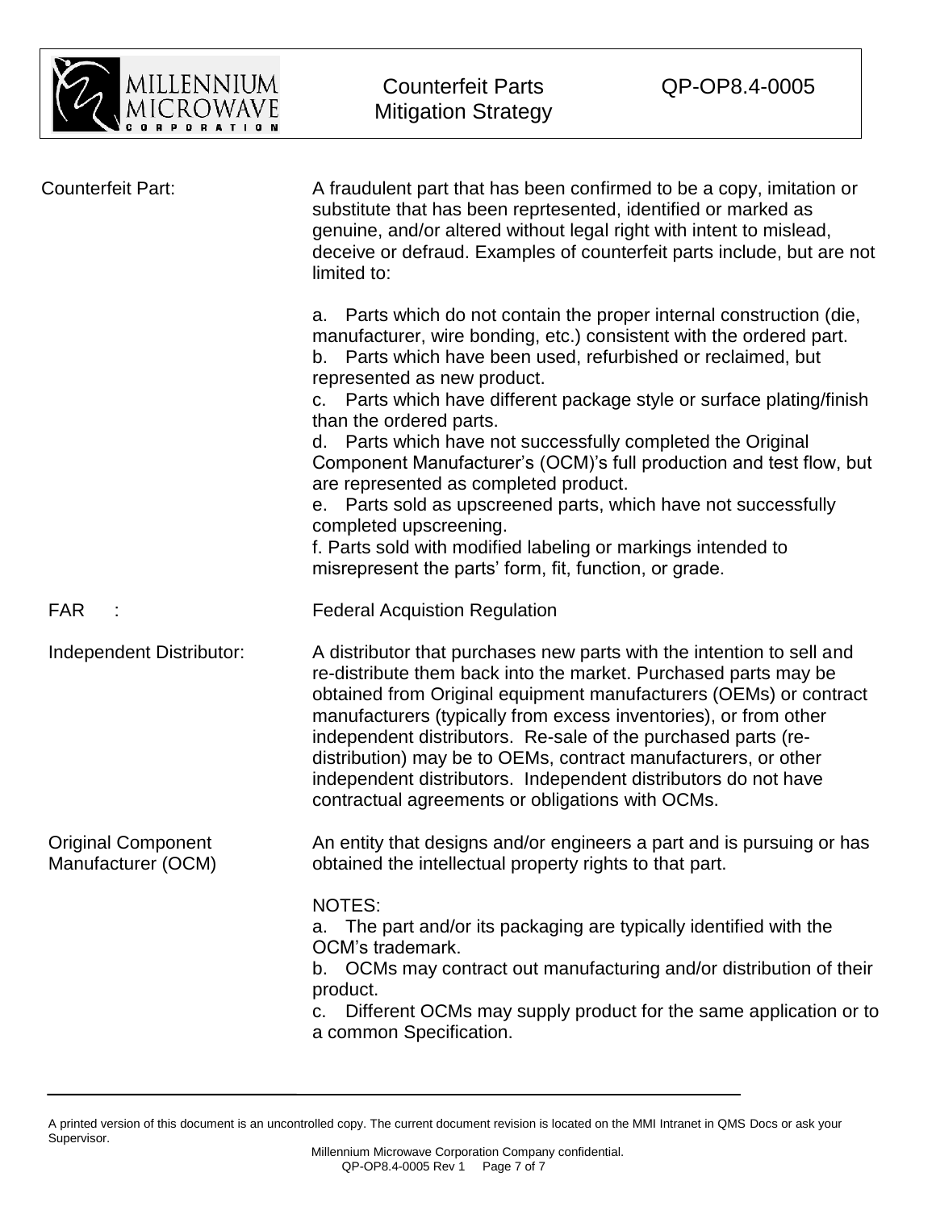| | |
|---|---|
| Counterfeit Part: | A fraudulent part that has been confirmed to be a copy, imitation or substitute that has been reprtesented, identified or marked as genuine, and/or altered without legal right with intent to mislead, deceive or defraud. Examples of counterfeit parts include, but are not limited to:<br><br>a. Parts which do not contain the proper internal construction (die, manufacturer, wire bonding, etc.) consistent with the ordered part.<br>b. Parts which have been used, refurbished or reclaimed, but represented as new product.<br>c. Parts which have different package style or surface plating/finish than the ordered parts.<br>d. Parts which have not successfully completed the Original Component Manufacturer's (OCM)'s full production and test flow, but are represented as completed product.<br>e. Parts sold as upscreened parts, which have not successfully completed upscreening.<br>f. Parts sold with modified labeling or markings intended to misrepresent the parts' form, fit, function, or grade. |
| FAR : | Federal Acquistion Regulation |
| Independent Distributor: | A distributor that purchases new parts with the intention to sell and re-distribute them back into the market. Purchased parts may be obtained from Original equipment manufacturers (OEMs) or contract manufacturers (typically from excess inventories), or from other independent distributors. Re-sale of the purchased parts (re-distribution) may be to OEMs, contract manufacturers, or other independent distributors. Independent distributors do not have contractual agreements or obligations with OCMs. |
| Original Component Manufacturer (OCM) | An entity that designs and/or engineers a part and is pursuing or has obtained the intellectual property rights to that part.<br><br>NOTES:<br>a. The part and/or its packaging are typically identified with the OCM's trademark.<br>b. OCMs may contract out manufacturing and/or distribution of their product.<br>c. Different OCMs may supply product for the same application or to a common Specification. |